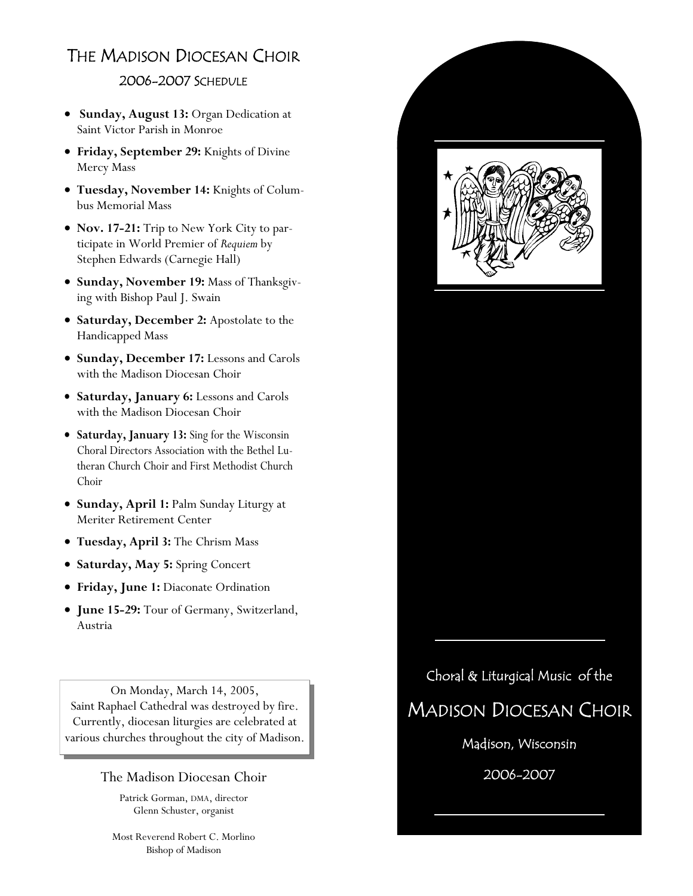# The Madison Diocesan Choir

## 2006-2007 Schedule

- **Sunday, August 13:** Organ Dedication at Saint Victor Parish in Monroe
- **Friday, September 29:** Knights of Divine Mercy Mass
- **Tuesday, November 14:** Knights of Columbus Memorial Mass
- **Nov. 17-21:** Trip to New York City to participate in World Premier of *Requiem* by Stephen Edwards (Carnegie Hall)
- **Sunday, November 19:** Mass of Thanksgiving with Bishop Paul J. Swain
- **Saturday, December 2:** Apostolate to the Handicapped Mass
- **Sunday, December 17:** Lessons and Carols with the Madison Diocesan Choir
- **Saturday, January 6:** Lessons and Carols with the Madison Diocesan Choir
- **Saturday, January 13:** Sing for the Wisconsin Choral Directors Association with the Bethel Lutheran Church Choir and First Methodist Church Choir
- **Sunday, April 1:** Palm Sunday Liturgy at Meriter Retirement Center
- **Tuesday, April 3:** The Chrism Mass
- **Saturday, May 5:** Spring Concert
- **Friday, June 1:** Diaconate Ordination
- **June 15-29:** Tour of Germany, Switzerland, Austria

On Monday, March 14, 2005, Saint Raphael Cathedral was destroyed by fire. Currently, diocesan liturgies are celebrated at various churches throughout the city of Madison.

The Madison Diocesan Choir

Patrick Gorman, DMA, director
Glenn Schuster, organist

Most Reverend Robert C. Morlino
Bishop of Madison

Choral & Liturgical Music of the

# Madison Diocesan Choir

Madison, Wisconsin

2006-2007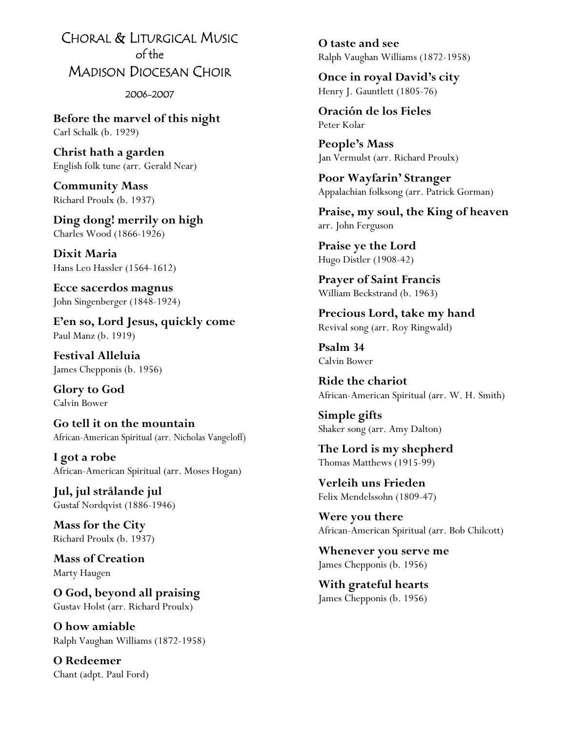# Choral & Liturgical Music of the Madison Diocesan Choir

2006-2007

**Before the marvel of this night**
Carl Schalk (b. 1929)

**Christ hath a garden**
English folk tune (arr. Gerald Near)

**Community Mass**
Richard Proulx (b. 1937)

**Ding dong! merrily on high**
Charles Wood (1866-1926)

**Dixit Maria**
Hans Leo Hassler (1564-1612)

**Ecce sacerdos magnus**
John Singenberger (1848-1924)

**E'en so, Lord Jesus, quickly come**
Paul Manz (b. 1919)

**Festival Alleluia**
James Chepponis (b. 1956)

**Glory to God**
Calvin Bower

**Go tell it on the mountain**
African-American Spiritual (arr. Nicholas Vangeloff)

**I got a robe**
African-American Spiritual (arr. Moses Hogan)

**Jul, jul strålande jul**
Gustaf Nordqvist (1886-1946)

**Mass for the City**
Richard Proulx (b. 1937)

**Mass of Creation**
Marty Haugen

**O God, beyond all praising**
Gustav Holst (arr. Richard Proulx)

**O how amiable**
Ralph Vaughan Williams (1872-1958)

**O Redeemer**
Chant (adpt. Paul Ford)

**O taste and see**
Ralph Vaughan Williams (1872-1958)

**Once in royal David's city**
Henry J. Gauntlett (1805-76)

**Oración de los Fieles**
Peter Kolar

**People's Mass**
Jan Vermulst (arr. Richard Proulx)

**Poor Wayfarin' Stranger**
Appalachian folksong (arr. Patrick Gorman)

**Praise, my soul, the King of heaven**
arr. John Ferguson

**Praise ye the Lord**
Hugo Distler (1908-42)

**Prayer of Saint Francis**
William Beckstrand (b. 1963)

**Precious Lord, take my hand**
Revival song (arr. Roy Ringwald)

**Psalm 34**
Calvin Bower

**Ride the chariot**
African-American Spiritual (arr. W. H. Smith)

**Simple gifts**
Shaker song (arr. Amy Dalton)

**The Lord is my shepherd**
Thomas Matthews (1915-99)

**Verleih uns Frieden**
Felix Mendelssohn (1809-47)

**Were you there**
African-American Spiritual (arr. Bob Chilcott)

**Whenever you serve me**
James Chepponis (b. 1956)

**With grateful hearts**
James Chepponis (b. 1956)